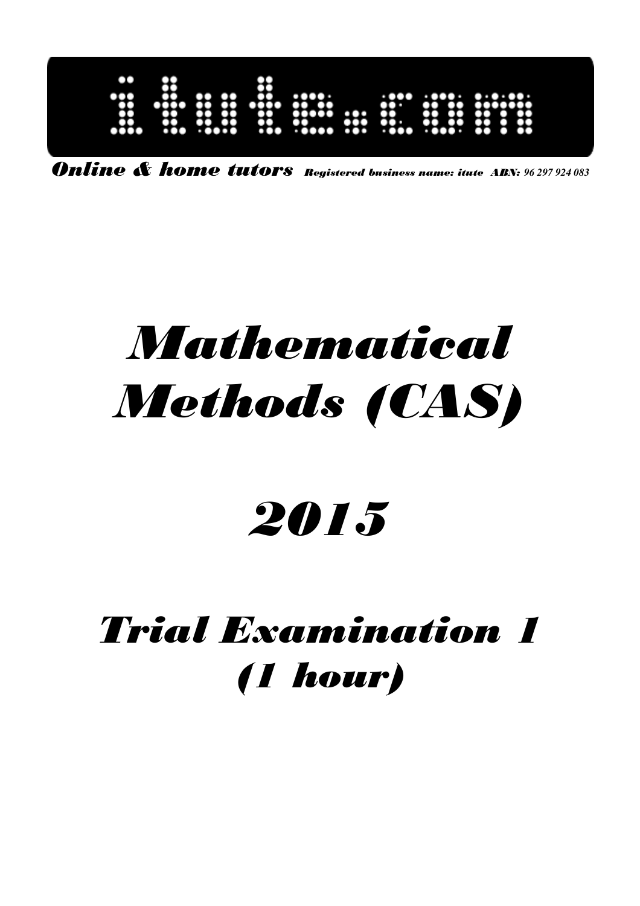# itute.com

*Online & home tutors* *Registered business name: itute ABN: 96 297 924 083*

# *Mathematical Methods (CAS)*

# *2015*

## *Trial Examination 1 (1 hour)*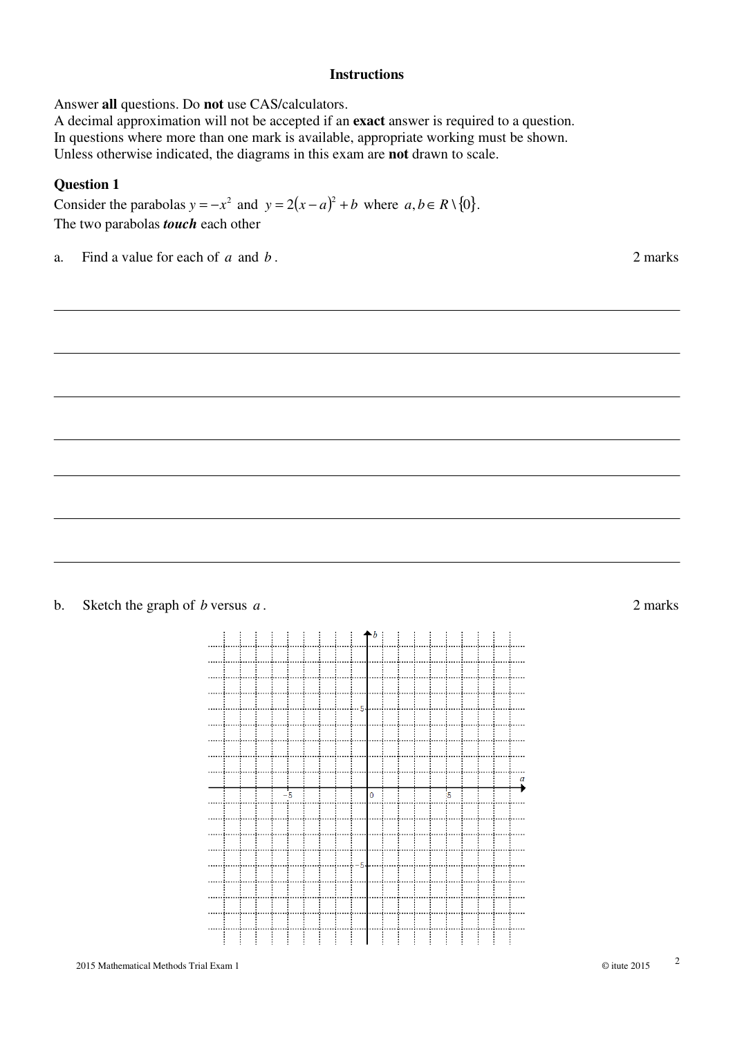**Instructions**

Answer **all** questions. Do **not** use CAS/calculators.
A decimal approximation will not be accepted if an **exact** answer is required to a question.
In questions where more than one mark is available, appropriate working must be shown.
Unless otherwise indicated, the diagrams in this exam are **not** drawn to scale.

### Question 1

Consider the parabolas $y = -x^2$ and $y = 2(x-a)^2 + b$ where $a, b \in R \setminus \{0\}$.
The two parabolas ***touch*** each other

a. Find a value for each of $a$ and $b$. 2 marks

b. Sketch the graph of $b$ versus $a$. 2 marks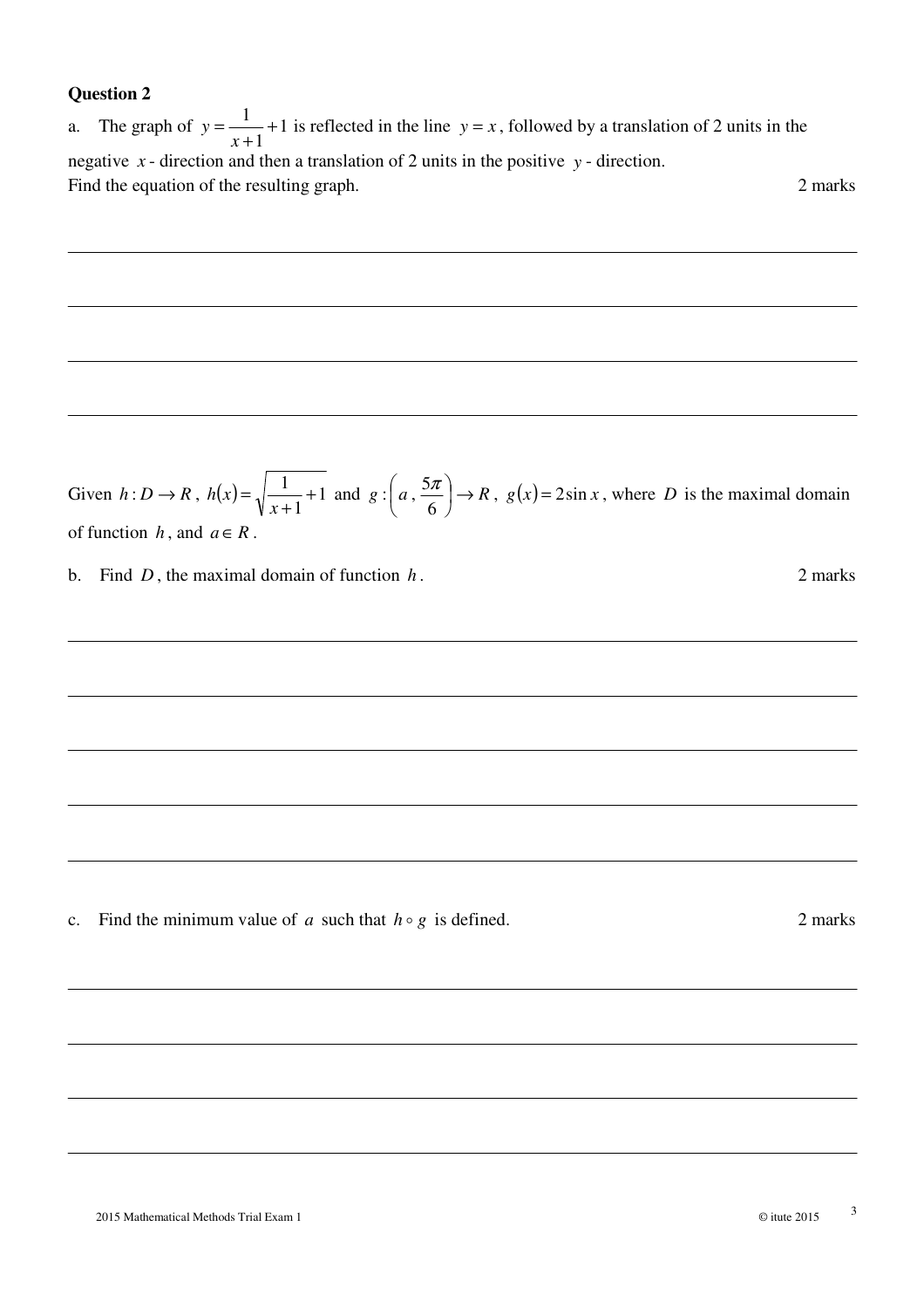**Question 2**

a. The graph of $y = \dfrac{1}{x+1} + 1$ is reflected in the line $y = x$, followed by a translation of 2 units in the negative $x$ - direction and then a translation of 2 units in the positive $y$ - direction.
Find the equation of the resulting graph. 2 marks

Given $h : D \rightarrow R$, $h(x) = \sqrt{\dfrac{1}{x+1} + 1}$ and $g : \left(a, \dfrac{5\pi}{6}\right) \rightarrow R$, $g(x) = 2\sin x$, where $D$ is the maximal domain of function $h$, and $a \in R$.

b. Find $D$, the maximal domain of function $h$. 2 marks

c. Find the minimum value of $a$ such that $h \circ g$ is defined. 2 marks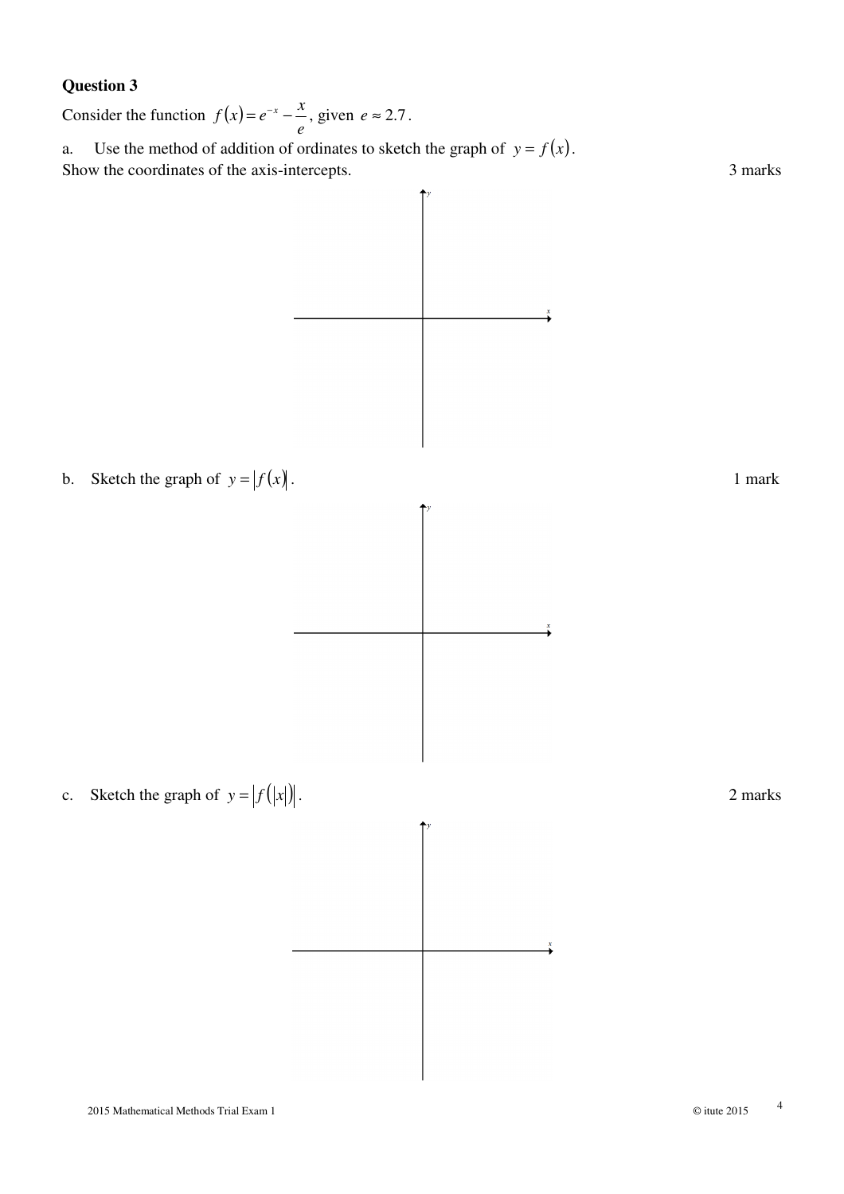## Question 3

Consider the function $f(x) = e^{-x} - \dfrac{x}{e}$, given $e \approx 2.7$.

a. Use the method of addition of ordinates to sketch the graph of $y = f(x)$.
Show the coordinates of the axis-intercepts. 3 marks

b. Sketch the graph of $y = |f(x)|$. 1 mark

c. Sketch the graph of $y = |f(|x|)|$. 2 marks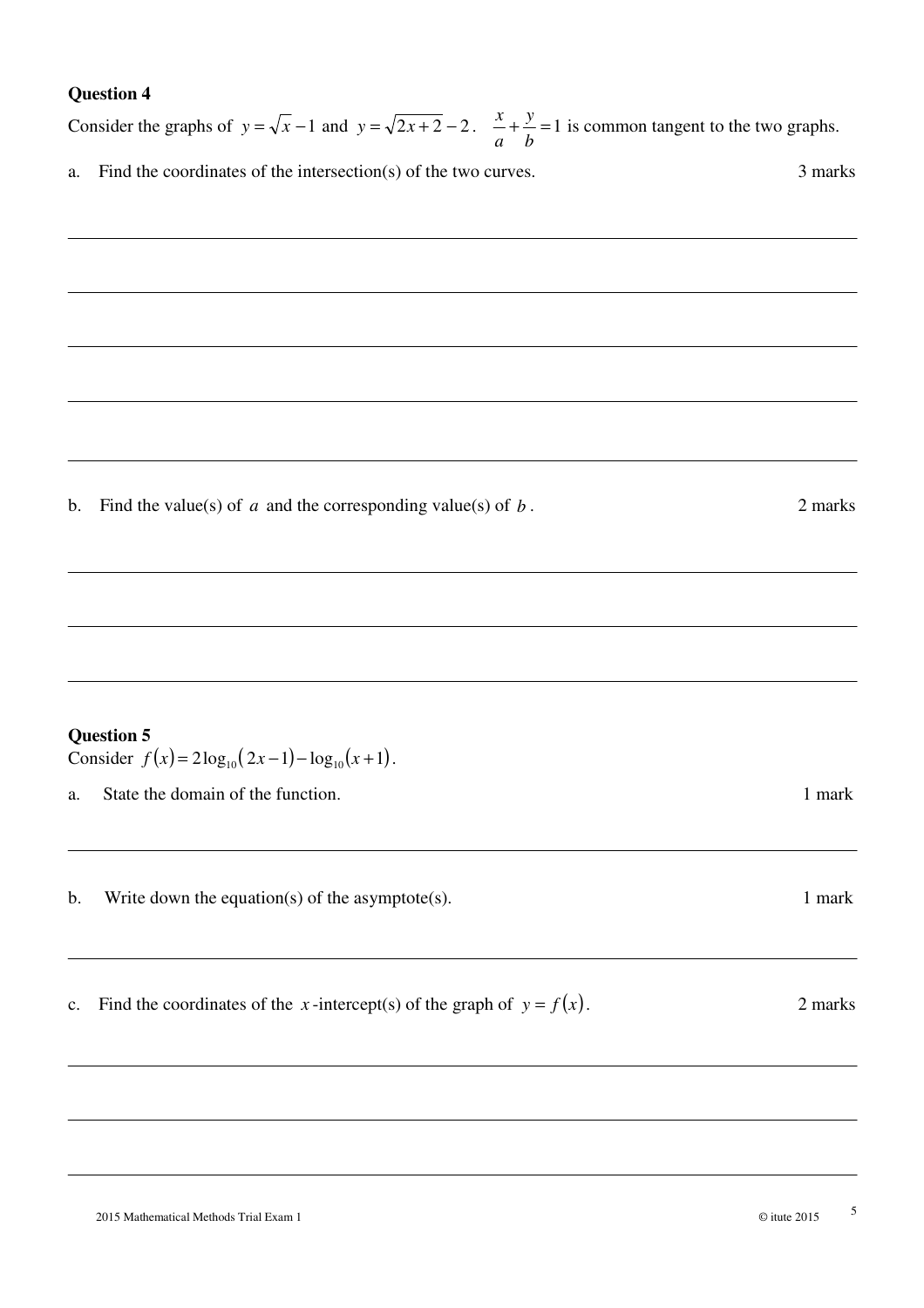## Question 4

Consider the graphs of $y=\sqrt{x}-1$ and $y=\sqrt{2x+2}-2$. $\frac{x}{a}+\frac{y}{b}=1$ is common tangent to the two graphs.

a. Find the coordinates of the intersection(s) of the two curves. 3 marks

b. Find the value(s) of $a$ and the corresponding value(s) of $b$. 2 marks

## Question 5

Consider $f(x)=2\log_{10}(2x-1)-\log_{10}(x+1)$.

a. State the domain of the function. 1 mark

b. Write down the equation(s) of the asymptote(s). 1 mark

c. Find the coordinates of the $x$-intercept(s) of the graph of $y=f(x)$. 2 marks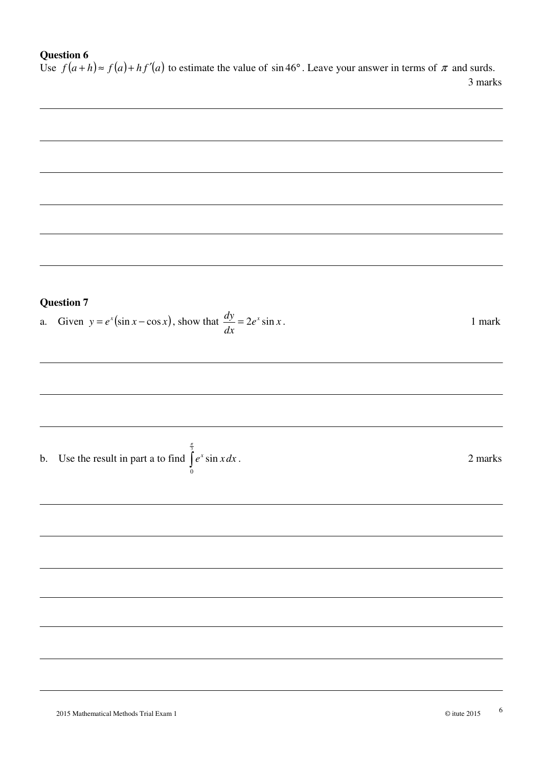**Question 6**

Use $f(a+h) \approx f(a) + hf'(a)$ to estimate the value of $\sin 46°$. Leave your answer in terms of $\pi$ and surds.

3 marks

**Question 7**

a. Given $y = e^x(\sin x - \cos x)$, show that $\dfrac{dy}{dx} = 2e^x \sin x$.

1 mark

b. Use the result in part a to find $\displaystyle\int_0^{\frac{\pi}{3}} e^x \sin x \, dx$.

2 marks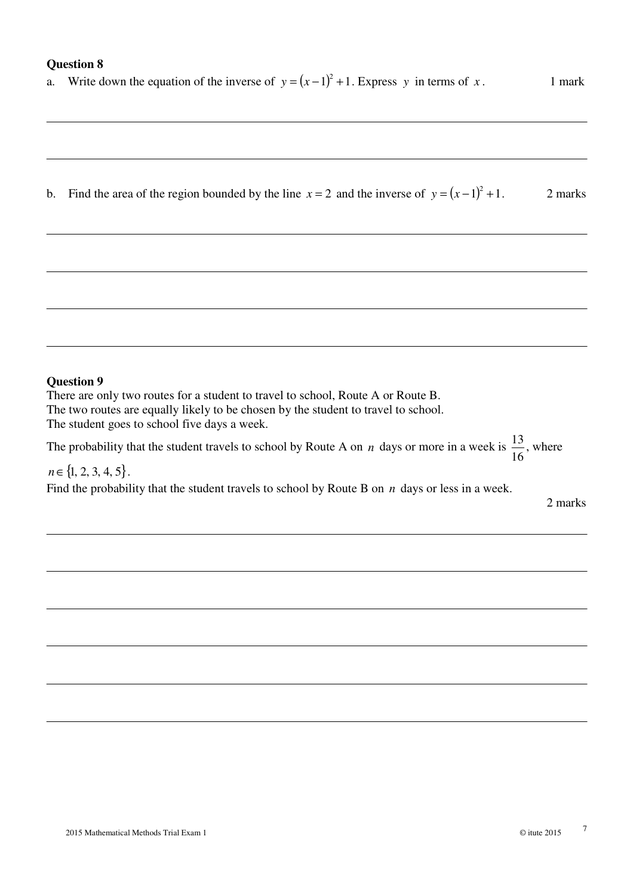**Question 8**

a. Write down the equation of the inverse of $y=(x-1)^2+1$. Express $y$ in terms of $x$. 1 mark

b. Find the area of the region bounded by the line $x=2$ and the inverse of $y=(x-1)^2+1$. 2 marks

**Question 9**

There are only two routes for a student to travel to school, Route A or Route B.
The two routes are equally likely to be chosen by the student to travel to school.
The student goes to school five days a week.

The probability that the student travels to school by Route A on $n$ days or more in a week is $\frac{13}{16}$, where $n \in \{1, 2, 3, 4, 5\}$.

Find the probability that the student travels to school by Route B on $n$ days or less in a week.

2 marks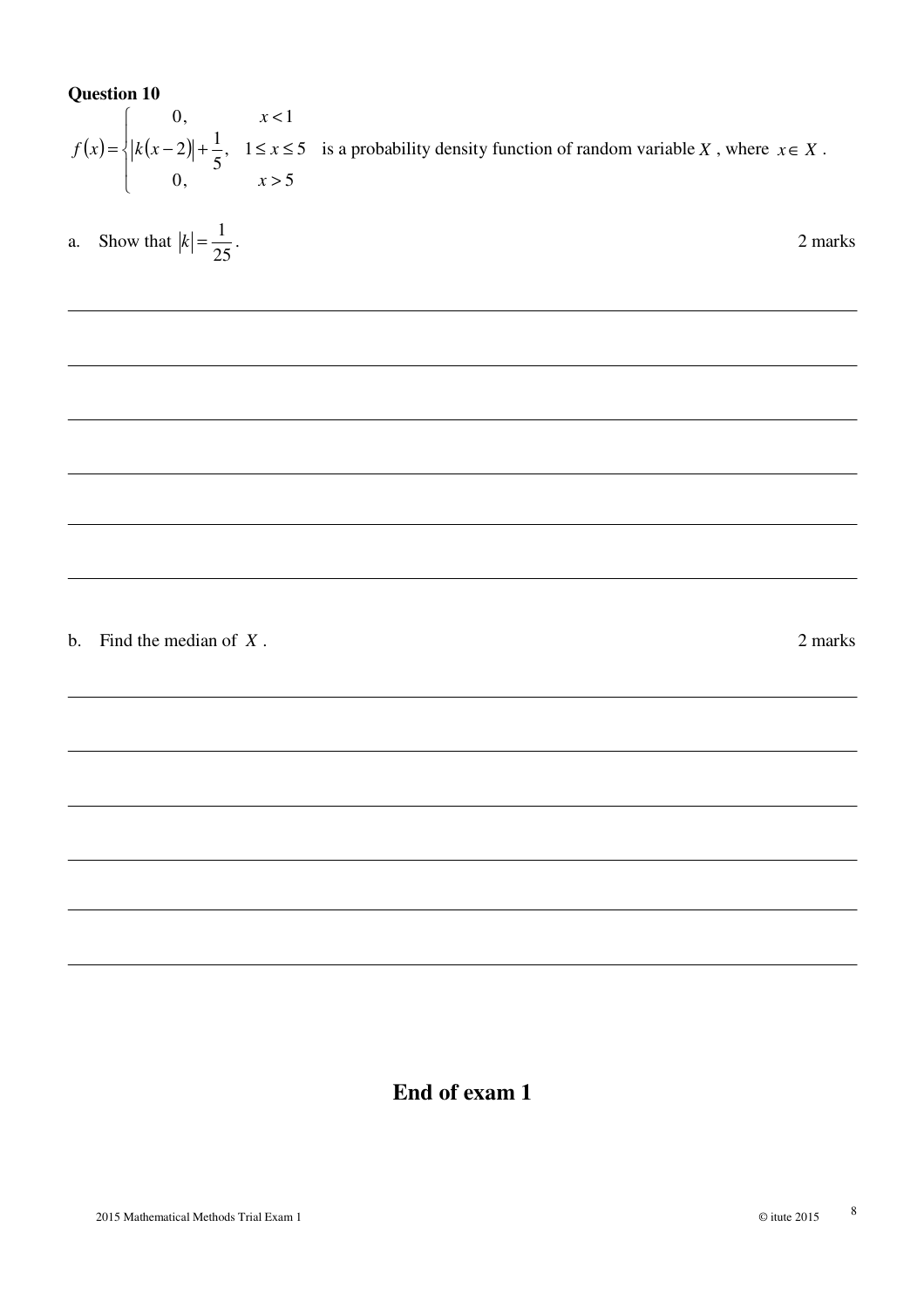**Question 10**

$$f(x) = \begin{cases} 0, & x < 1 \\ |k(x-2)| + \dfrac{1}{5}, & 1 \le x \le 5 \\ 0, & x > 5 \end{cases}$$ is a probability density function of random variable $X$, where $x \in X$.

a. Show that $|k| = \dfrac{1}{25}$. 2 marks

b. Find the median of $X$. 2 marks

## End of exam 1